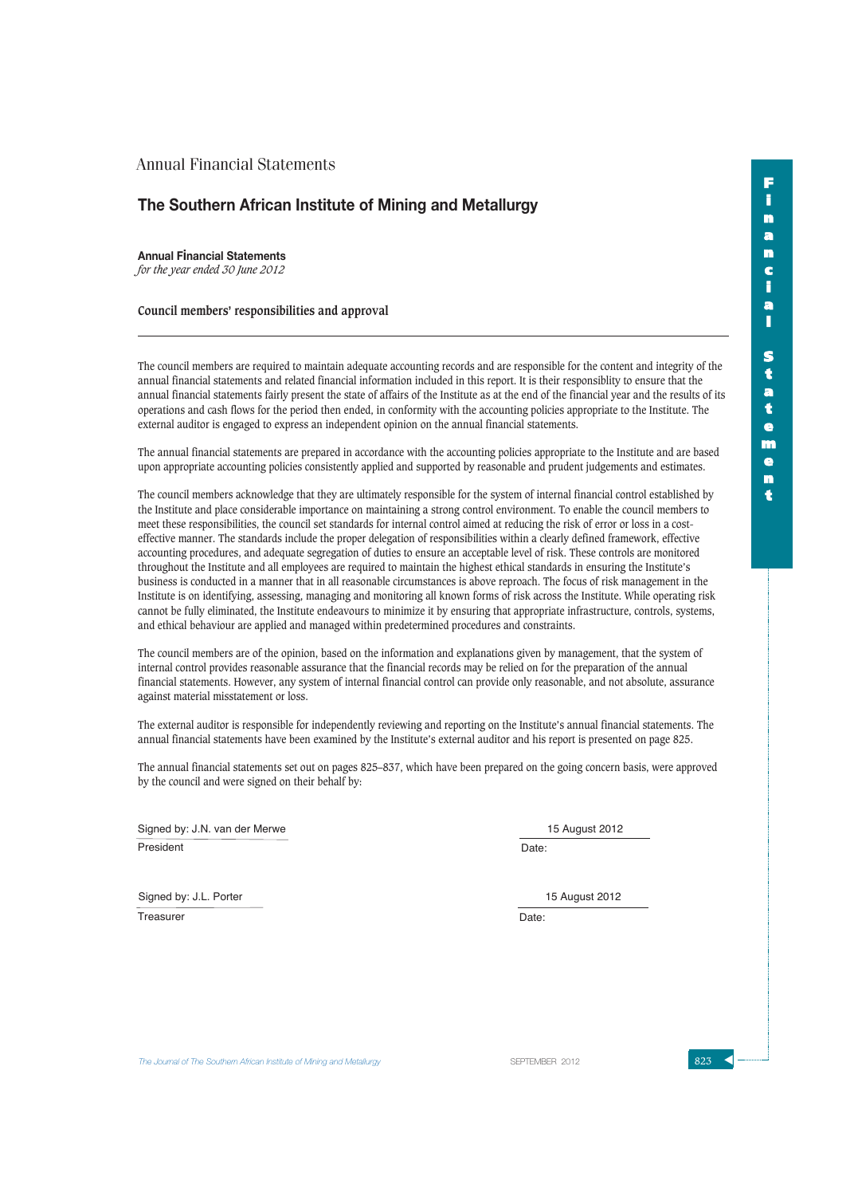Annual Financial Statements

# The Southern African Institute of Mining and Metallurgy

**Annual Financial Statements**
*for the year ended 30 June 2012*

## Council members' responsibilities and approval

The council members are required to maintain adequate accounting records and are responsible for the content and integrity of the annual financial statements and related financial information included in this report. It is their responsiblity to ensure that the annual financial statements fairly present the state of affairs of the Institute as at the end of the financial year and the results of its operations and cash flows for the period then ended, in conformity with the accounting policies appropriate to the Institute. The external auditor is engaged to express an independent opinion on the annual financial statements.

The annual financial statements are prepared in accordance with the accounting policies appropriate to the Institute and are based upon appropriate accounting policies consistently applied and supported by reasonable and prudent judgements and estimates.

The council members acknowledge that they are ultimately responsible for the system of internal financial control established by the Institute and place considerable importance on maintaining a strong control environment. To enable the council members to meet these responsibilities, the council set standards for internal control aimed at reducing the risk of error or loss in a cost-effective manner. The standards include the proper delegation of responsibilities within a clearly defined framework, effective accounting procedures, and adequate segregation of duties to ensure an acceptable level of risk. These controls are monitored throughout the Institute and all employees are required to maintain the highest ethical standards in ensuring the Institute's business is conducted in a manner that in all reasonable circumstances is above reproach. The focus of risk management in the Institute is on identifying, assessing, managing and monitoring all known forms of risk across the Institute. While operating risk cannot be fully eliminated, the Institute endeavours to minimize it by ensuring that appropriate infrastructure, controls, systems, and ethical behaviour are applied and managed within predetermined procedures and constraints.

The council members are of the opinion, based on the information and explanations given by management, that the system of internal control provides reasonable assurance that the financial records may be relied on for the preparation of the annual financial statements. However, any system of internal financial control can provide only reasonable, and not absolute, assurance against material misstatement or loss.

The external auditor is responsible for independently reviewing and reporting on the Institute's annual financial statements. The annual financial statements have been examined by the Institute's external auditor and his report is presented on page 825.

The annual financial statements set out on pages 825–837, which have been prepared on the going concern basis, were approved by the council and were signed on their behalf by:

Signed by: J.N. van der Merwe
President

Date: 15 August 2012

Signed by: J.L. Porter
Treasurer

Date: 15 August 2012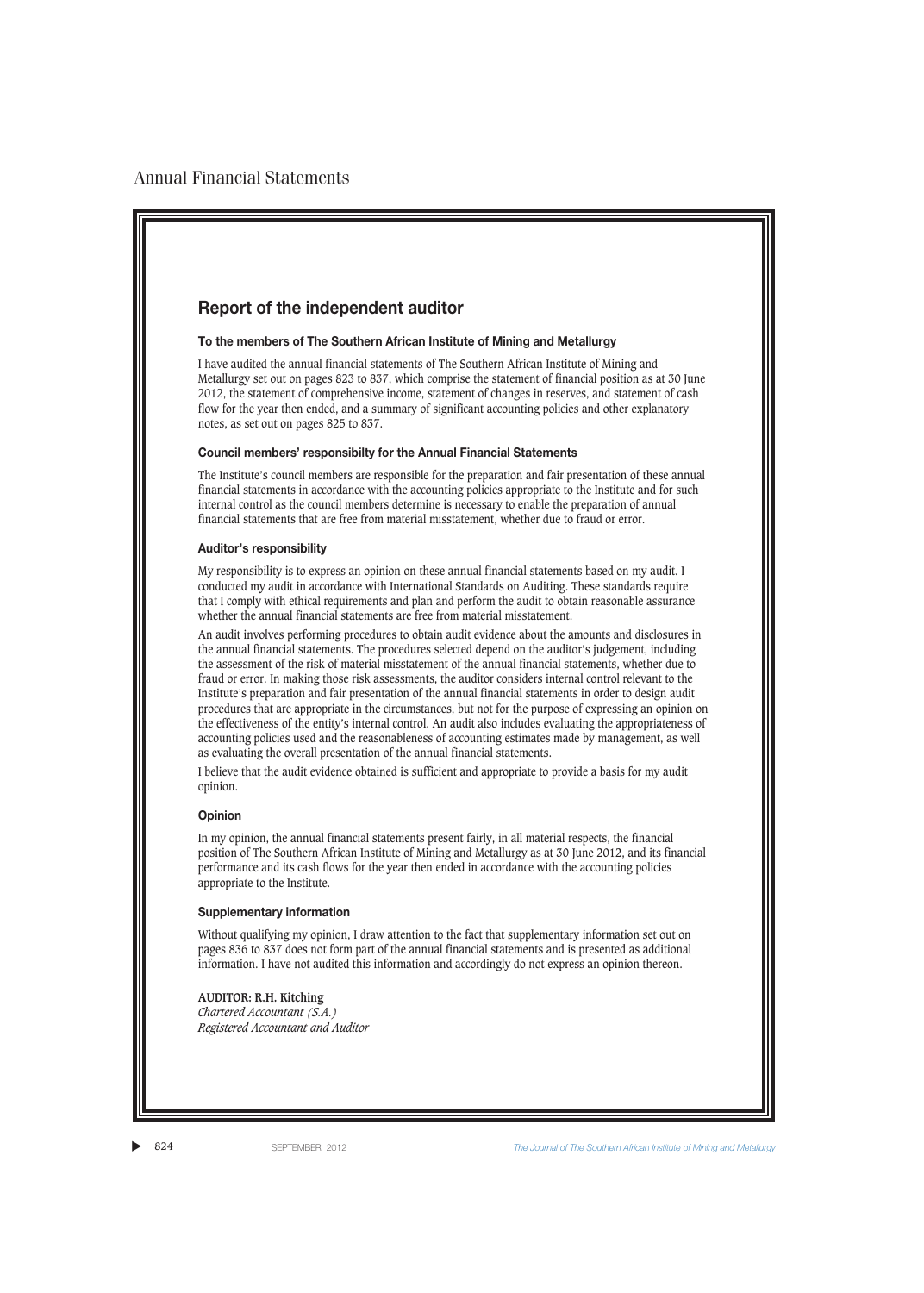# Report of the independent auditor

### To the members of The Southern African Institute of Mining and Metallurgy

I have audited the annual financial statements of The Southern African Institute of Mining and Metallurgy set out on pages 823 to 837, which comprise the statement of financial position as at 30 June 2012, the statement of comprehensive income, statement of changes in reserves, and statement of cash flow for the year then ended, and a summary of significant accounting policies and other explanatory notes, as set out on pages 825 to 837.

### Council members' responsibilty for the Annual Financial Statements

The Institute's council members are responsible for the preparation and fair presentation of these annual financial statements in accordance with the accounting policies appropriate to the Institute and for such internal control as the council members determine is necessary to enable the preparation of annual financial statements that are free from material misstatement, whether due to fraud or error.

### Auditor's responsibility

My responsibility is to express an opinion on these annual financial statements based on my audit. I conducted my audit in accordance with International Standards on Auditing. These standards require that I comply with ethical requirements and plan and perform the audit to obtain reasonable assurance whether the annual financial statements are free from material misstatement.

An audit involves performing procedures to obtain audit evidence about the amounts and disclosures in the annual financial statements. The procedures selected depend on the auditor's judgement, including the assessment of the risk of material misstatement of the annual financial statements, whether due to fraud or error. In making those risk assessments, the auditor considers internal control relevant to the Institute's preparation and fair presentation of the annual financial statements in order to design audit procedures that are appropriate in the circumstances, but not for the purpose of expressing an opinion on the effectiveness of the entity's internal control. An audit also includes evaluating the appropriateness of accounting policies used and the reasonableness of accounting estimates made by management, as well as evaluating the overall presentation of the annual financial statements.

I believe that the audit evidence obtained is sufficient and appropriate to provide a basis for my audit opinion.

### Opinion

In my opinion, the annual financial statements present fairly, in all material respects, the financial position of The Southern African Institute of Mining and Metallurgy as at 30 June 2012, and its financial performance and its cash flows for the year then ended in accordance with the accounting policies appropriate to the Institute.

### Supplementary information

Without qualifying my opinion, I draw attention to the fact that supplementary information set out on pages 836 to 837 does not form part of the annual financial statements and is presented as additional information. I have not audited this information and accordingly do not express an opinion thereon.

**AUDITOR: R.H. Kitching**
*Chartered Accountant (S.A.)*
*Registered Accountant and Auditor*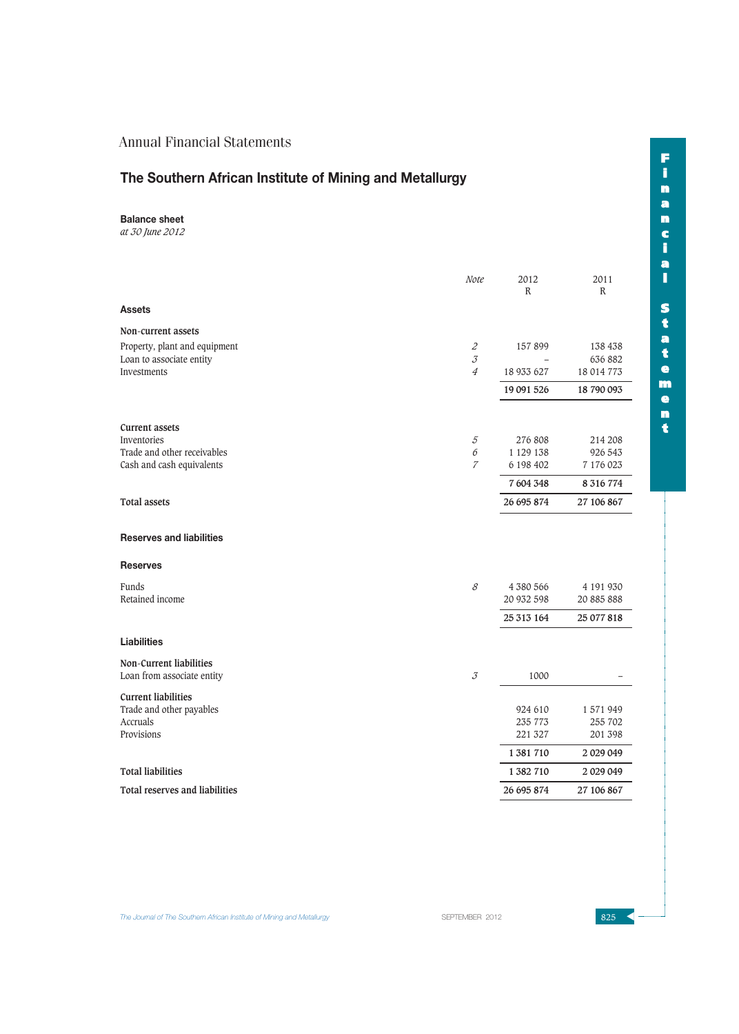Annual Financial Statements

# The Southern African Institute of Mining and Metallurgy

## Balance sheet

*at 30 June 2012*

| | Note | 2012 R | 2011 R |
|---|---|---|---|
| **Assets** | | | |
| **Non-current assets** | | | |
| Property, plant and equipment | 2 | 157 899 | 138 438 |
| Loan to associate entity | 3 | – | 636 882 |
| Investments | 4 | 18 933 627 | 18 014 773 |
| | | 19 091 526 | 18 790 093 |
| **Current assets** | | | |
| Inventories | 5 | 276 808 | 214 208 |
| Trade and other receivables | 6 | 1 129 138 | 926 543 |
| Cash and cash equivalents | 7 | 6 198 402 | 7 176 023 |
| | | 7 604 348 | 8 316 774 |
| **Total assets** | | 26 695 874 | 27 106 867 |
| **Reserves and liabilities** | | | |
| **Reserves** | | | |
| Funds | 8 | 4 380 566 | 4 191 930 |
| Retained income | | 20 932 598 | 20 885 888 |
| | | 25 313 164 | 25 077 818 |
| **Liabilities** | | | |
| **Non-Current liabilities** | | | |
| Loan from associate entity | 3 | 1000 | – |
| **Current liabilities** | | | |
| Trade and other payables | | 924 610 | 1 571 949 |
| Accruals | | 235 773 | 255 702 |
| Provisions | | 221 327 | 201 398 |
| | | 1 381 710 | 2 029 049 |
| **Total liabilities** | | 1 382 710 | 2 029 049 |
| **Total reserves and liabilities** | | 26 695 874 | 27 106 867 |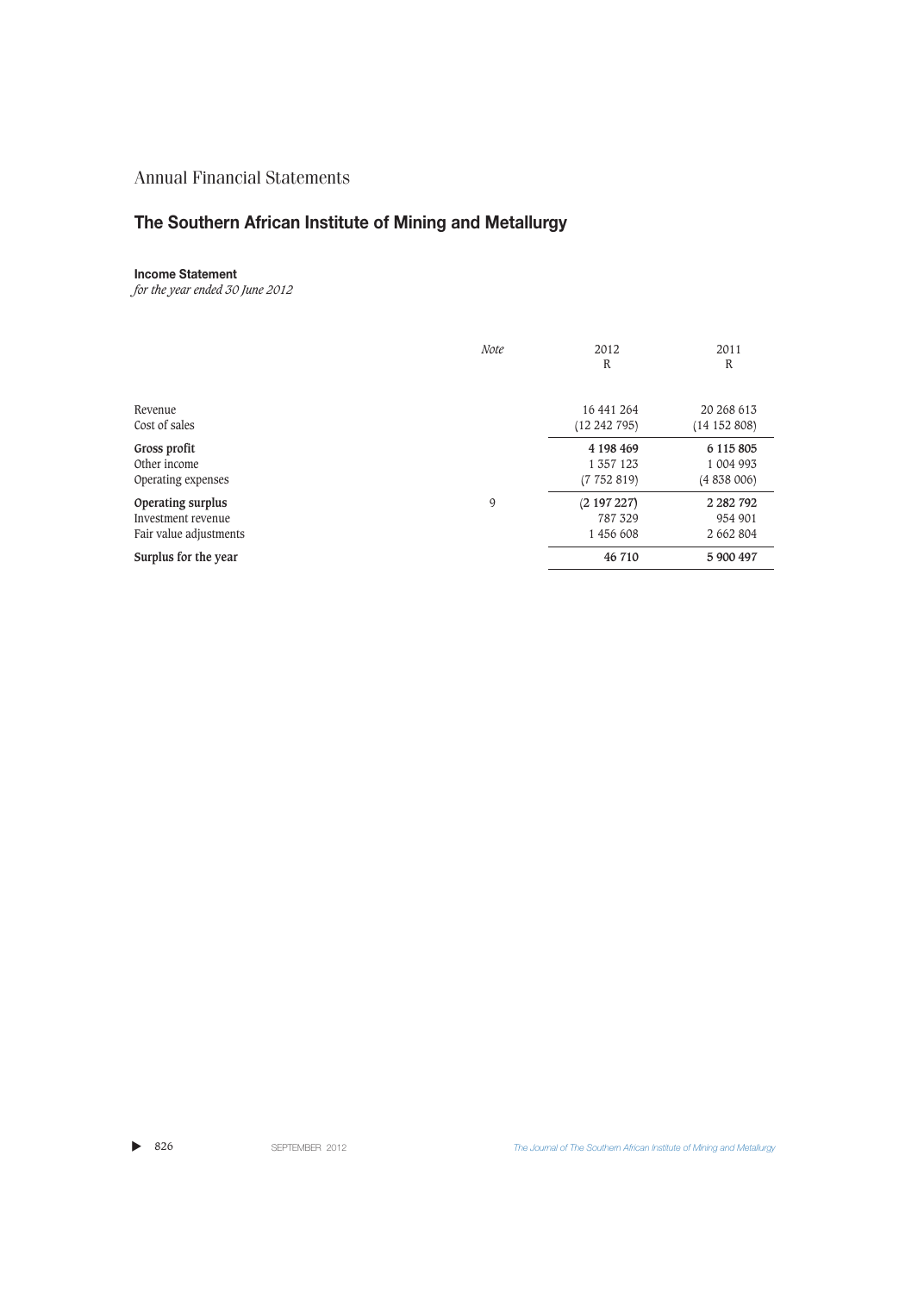Annual Financial Statements

## The Southern African Institute of Mining and Metallurgy

**Income Statement**
*for the year ended 30 June 2012*

| | *Note* | 2012<br>R | 2011<br>R |
|---|---|---|---|
| Revenue | | 16 441 264 | 20 268 613 |
| Cost of sales | | (12 242 795) | (14 152 808) |
| **Gross profit** | | **4 198 469** | **6 115 805** |
| Other income | | 1 357 123 | 1 004 993 |
| Operating expenses | | (7 752 819) | (4 838 006) |
| **Operating surplus** | 9 | **(2 197 227)** | **2 282 792** |
| Investment revenue | | 787 329 | 954 901 |
| Fair value adjustments | | 1 456 608 | 2 662 804 |
| **Surplus for the year** | | **46 710** | **5 900 497** |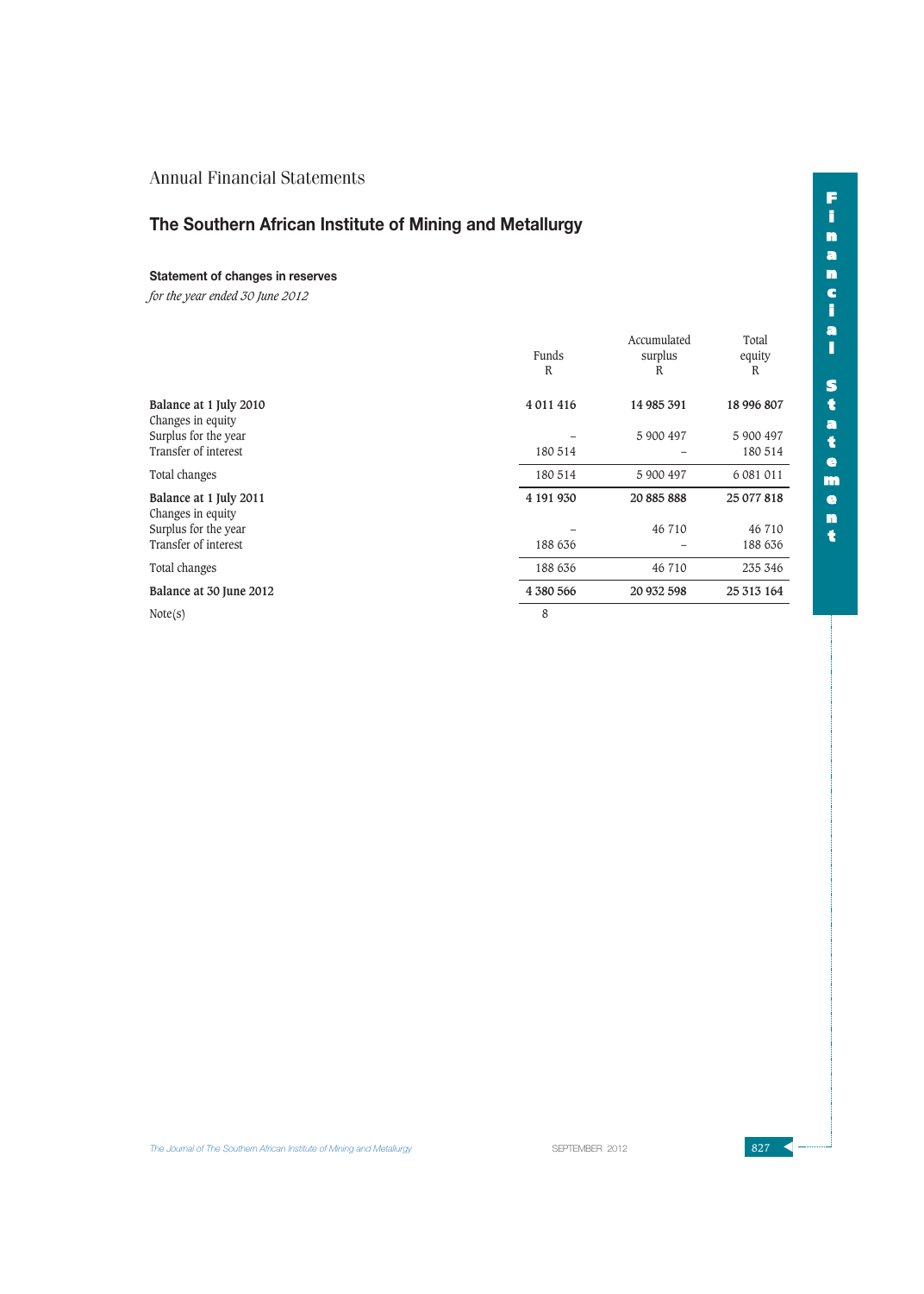Annual Financial Statements

# The Southern African Institute of Mining and Metallurgy

### Statement of changes in reserves

*for the year ended 30 June 2012*

| | Funds R | Accumulated surplus R | Total equity R |
|---|---|---|---|
| **Balance at 1 July 2010** | **4 011 416** | **14 985 391** | **18 996 807** |
| Changes in equity | | | |
| Surplus for the year | – | 5 900 497 | 5 900 497 |
| Transfer of interest | 180 514 | – | 180 514 |
| Total changes | 180 514 | 5 900 497 | 6 081 011 |
| **Balance at 1 July 2011** | **4 191 930** | **20 885 888** | **25 077 818** |
| Changes in equity | | | |
| Surplus for the year | – | 46 710 | 46 710 |
| Transfer of interest | 188 636 | – | 188 636 |
| Total changes | 188 636 | 46 710 | 235 346 |
| **Balance at 30 June 2012** | **4 380 566** | **20 932 598** | **25 313 164** |
| Note(s) | 8 | | |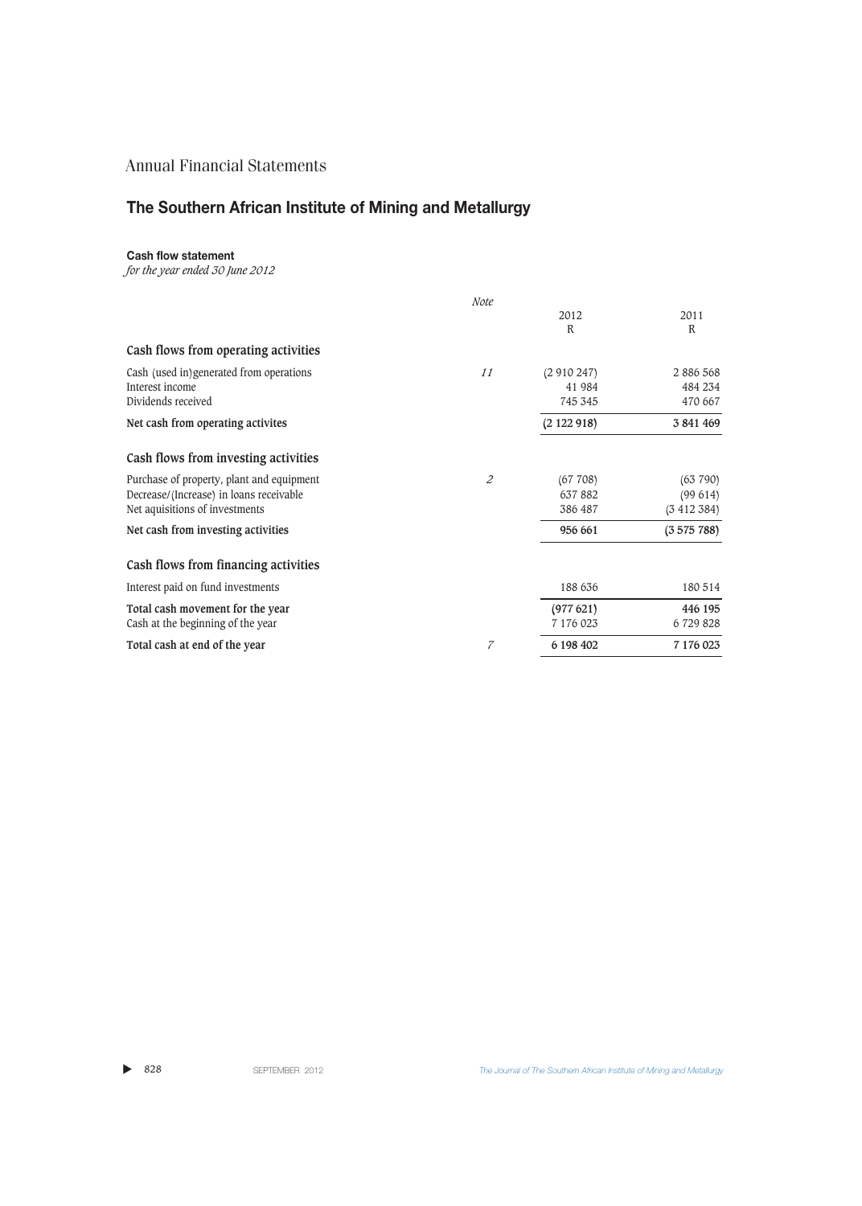Annual Financial Statements

## The Southern African Institute of Mining and Metallurgy

### Cash flow statement

*for the year ended 30 June 2012*

| | *Note* | 2012<br>R | 2011<br>R |
|---|---|---|---|
| **Cash flows from operating activities** | | | |
| Cash (used in)generated from operations | *11* | (2 910 247) | 2 886 568 |
| Interest income | | 41 984 | 484 234 |
| Dividends received | | 745 345 | 470 667 |
| **Net cash from operating activites** | | **(2 122 918)** | **3 841 469** |
| **Cash flows from investing activities** | | | |
| Purchase of property, plant and equipment | *2* | (67 708) | (63 790) |
| Decrease/(Increase) in loans receivable | | 637 882 | (99 614) |
| Net aquisitions of investments | | 386 487 | (3 412 384) |
| **Net cash from investing activities** | | **956 661** | **(3 575 788)** |
| **Cash flows from financing activities** | | | |
| Interest paid on fund investments | | 188 636 | 180 514 |
| **Total cash movement for the year** | | **(977 621)** | **446 195** |
| Cash at the beginning of the year | | 7 176 023 | 6 729 828 |
| **Total cash at end of the year** | *7* | **6 198 402** | **7 176 023** |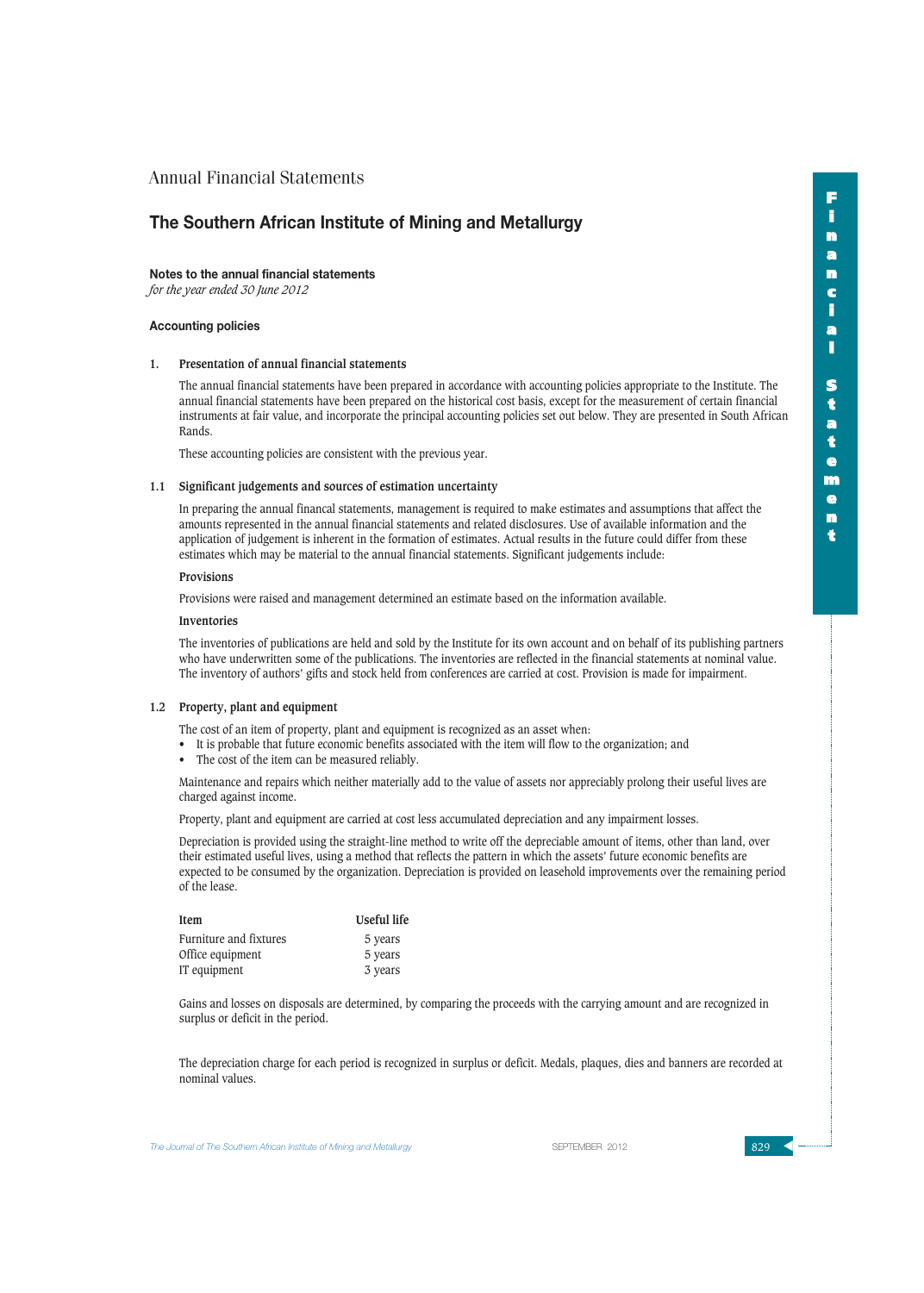Annual Financial Statements

# The Southern African Institute of Mining and Metallurgy

## Notes to the annual financial statements

*for the year ended 30 June 2012*

### Accounting policies

#### 1. Presentation of annual financial statements

The annual financial statements have been prepared in accordance with accounting policies appropriate to the Institute. The annual financial statements have been prepared on the historical cost basis, except for the measurement of certain financial instruments at fair value, and incorporate the principal accounting policies set out below. They are presented in South African Rands.

These accounting policies are consistent with the previous year.

#### 1.1 Significant judgements and sources of estimation uncertainty

In preparing the annual financal statements, management is required to make estimates and assumptions that affect the amounts represented in the annual financial statements and related disclosures. Use of available information and the application of judgement is inherent in the formation of estimates. Actual results in the future could differ from these estimates which may be material to the annual financial statements. Significant judgements include:

**Provisions**

Provisions were raised and management determined an estimate based on the information available.

**Inventories**

The inventories of publications are held and sold by the Institute for its own account and on behalf of its publishing partners who have underwritten some of the publications. The inventories are reflected in the financial statements at nominal value. The inventory of authors' gifts and stock held from conferences are carried at cost. Provision is made for impairment.

#### 1.2 Property, plant and equipment

The cost of an item of property, plant and equipment is recognized as an asset when:

- It is probable that future economic benefits associated with the item will flow to the organization; and
- The cost of the item can be measured reliably.

Maintenance and repairs which neither materially add to the value of assets nor appreciably prolong their useful lives are charged against income.

Property, plant and equipment are carried at cost less accumulated depreciation and any impairment losses.

Depreciation is provided using the straight-line method to write off the depreciable amount of items, other than land, over their estimated useful lives, using a method that reflects the pattern in which the assets' future economic benefits are expected to be consumed by the organization. Depreciation is provided on leasehold improvements over the remaining period of the lease.

| Item | Useful life |
|---|---|
| Furniture and fixtures | 5 years |
| Office equipment | 5 years |
| IT equipment | 3 years |

Gains and losses on disposals are determined, by comparing the proceeds with the carrying amount and are recognized in surplus or deficit in the period.

The depreciation charge for each period is recognized in surplus or deficit. Medals, plaques, dies and banners are recorded at nominal values.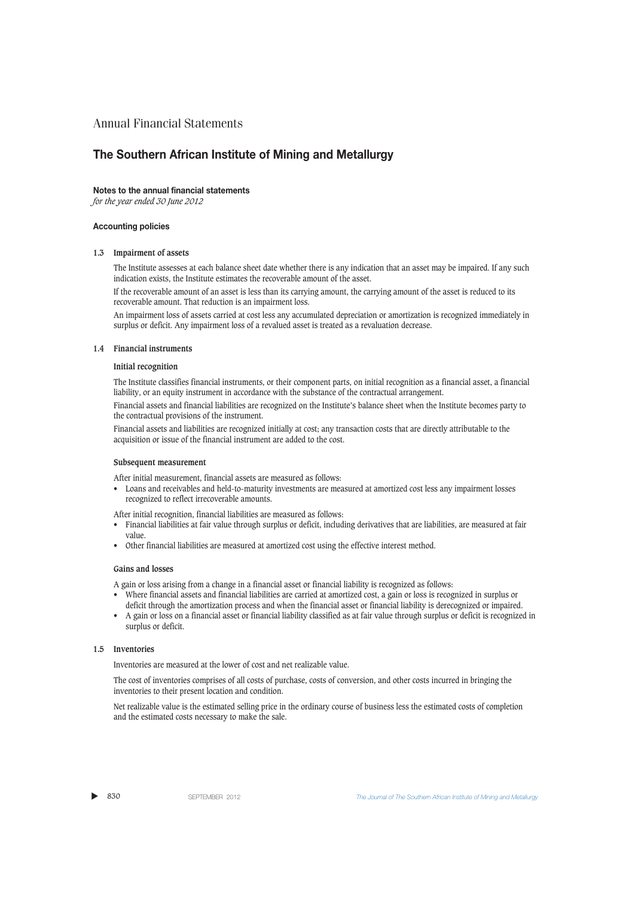# Annual Financial Statements

## The Southern African Institute of Mining and Metallurgy

**Notes to the annual financial statements**
*for the year ended 30 June 2012*

### Accounting policies

#### 1.3 Impairment of assets

The Institute assesses at each balance sheet date whether there is any indication that an asset may be impaired. If any such indication exists, the Institute estimates the recoverable amount of the asset.

If the recoverable amount of an asset is less than its carrying amount, the carrying amount of the asset is reduced to its recoverable amount. That reduction is an impairment loss.

An impairment loss of assets carried at cost less any accumulated depreciation or amortization is recognized immediately in surplus or deficit. Any impairment loss of a revalued asset is treated as a revaluation decrease.

#### 1.4 Financial instruments

**Initial recognition**

The Institute classifies financial instruments, or their component parts, on initial recognition as a financial asset, a financial liability, or an equity instrument in accordance with the substance of the contractual arrangement.

Financial assets and financial liabilities are recognized on the Institute's balance sheet when the Institute becomes party to the contractual provisions of the instrument.

Financial assets and liabilities are recognized initially at cost; any transaction costs that are directly attributable to the acquisition or issue of the financial instrument are added to the cost.

**Subsequent measurement**

After initial measurement, financial assets are measured as follows:

- Loans and receivables and held-to-maturity investments are measured at amortized cost less any impairment losses recognized to reflect irrecoverable amounts.

After initial recognition, financial liabilities are measured as follows:

- Financial liabilities at fair value through surplus or deficit, including derivatives that are liabilities, are measured at fair value.
- Other financial liabilities are measured at amortized cost using the effective interest method.

**Gains and losses**

A gain or loss arising from a change in a financial asset or financial liability is recognized as follows:

- Where financial assets and financial liabilities are carried at amortized cost, a gain or loss is recognized in surplus or deficit through the amortization process and when the financial asset or financial liability is derecognized or impaired.
- A gain or loss on a financial asset or financial liability classified as at fair value through surplus or deficit is recognized in surplus or deficit.

#### 1.5 Inventories

Inventories are measured at the lower of cost and net realizable value.

The cost of inventories comprises of all costs of purchase, costs of conversion, and other costs incurred in bringing the inventories to their present location and condition.

Net realizable value is the estimated selling price in the ordinary course of business less the estimated costs of completion and the estimated costs necessary to make the sale.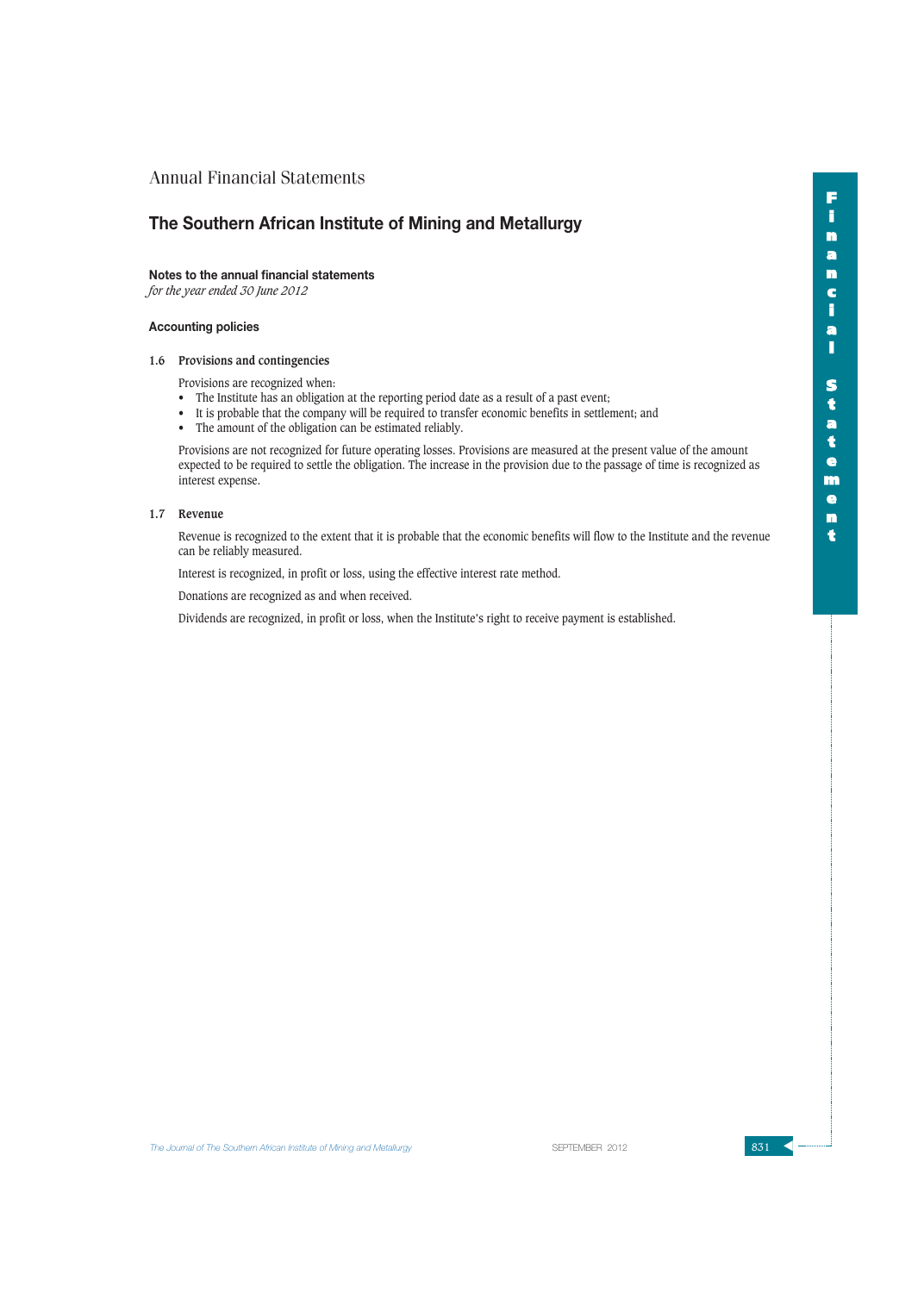Annual Financial Statements

## The Southern African Institute of Mining and Metallurgy

**Notes to the annual financial statements**
*for the year ended 30 June 2012*

**Accounting policies**

### 1.6 Provisions and contingencies

Provisions are recognized when:

- The Institute has an obligation at the reporting period date as a result of a past event;
- It is probable that the company will be required to transfer economic benefits in settlement; and
- The amount of the obligation can be estimated reliably.

Provisions are not recognized for future operating losses. Provisions are measured at the present value of the amount expected to be required to settle the obligation. The increase in the provision due to the passage of time is recognized as interest expense.

### 1.7 Revenue

Revenue is recognized to the extent that it is probable that the economic benefits will flow to the Institute and the revenue can be reliably measured.

Interest is recognized, in profit or loss, using the effective interest rate method.

Donations are recognized as and when received.

Dividends are recognized, in profit or loss, when the Institute's right to receive payment is established.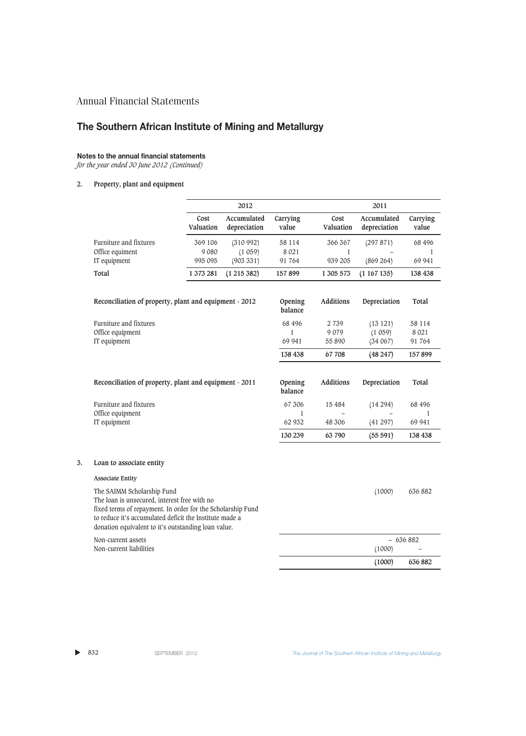# Annual Financial Statements

## The Southern African Institute of Mining and Metallurgy

**Notes to the annual financial statements**
*for the year ended 30 June 2012 (Continued)*

### 2. Property, plant and equipment

| | 2012 | | | 2011 | | |
|---|---|---|---|---|---|---|
| | Cost Valuation | Accumulated depreciation | Carrying value | Cost Valuation | Accumulated depreciation | Carrying value |
| Furniture and fixtures | 369 106 | (310 992) | 58 114 | 366 367 | (297 871) | 68 496 |
| Office equiment | 9 080 | (1 059) | 8 021 | 1 | – | 1 |
| IT equipment | 995 095 | (903 331) | 91 764 | 939 205 | (869 264) | 69 941 |
| **Total** | **1 373 281** | **(1 215 382)** | **157 899** | **1 305 573** | **(1 167 135)** | **138 438** |

| Reconciliation of property, plant and equipment - 2012 | Opening balance | Additions | Depreciation | Total |
|---|---|---|---|---|
| Furniture and fixtures | 68 496 | 2 739 | (13 121) | 58 114 |
| Office equipment | 1 | 9 079 | (1 059) | 8 021 |
| IT equipment | 69 941 | 55 890 | (34 067) | 91 764 |
| | **138 438** | **67 708** | **(48 247)** | **157 899** |

| Reconciliation of property, plant and equipment - 2011 | Opening balance | Additions | Depreciation | Total |
|---|---|---|---|---|
| Furniture and fixtures | 67 306 | 15 484 | (14 294) | 68 496 |
| Office equipment | 1 | – | – | 1 |
| IT equipment | 62 932 | 48 306 | (41 297) | 69 941 |
| | **130 239** | **63 790** | **(55 591)** | **138 438** |

### 3. Loan to associate entity

**Associate Entity**

| | 2012 | 2011 |
|---|---|---|
| The SAIMM Scholarship Fund<br>The loan is unsecured, interest free with no fixed terms of repayment. In order for the Scholarship Fund to reduce it's accumulated deficit the Institute made a donation equivalent to it's outstanding loan value. | (1000) | 636 882 |
| Non-current assets | – | 636 882 |
| Non-current liabilities | (1000) | – |
| | **(1000)** | **636 882** |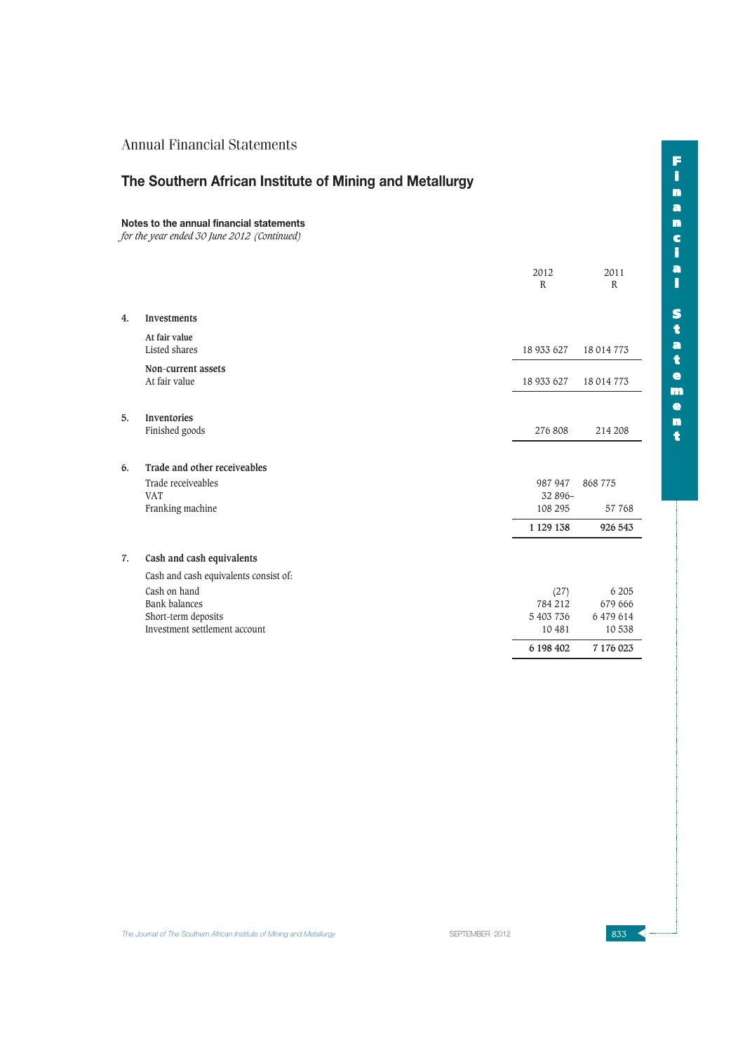Annual Financial Statements

## The Southern African Institute of Mining and Metallurgy

**Notes to the annual financial statements**
*for the year ended 30 June 2012 (Continued)*

| | | 2012 R | 2011 R |
|---|---|---|---|
| **4.** | **Investments** | | |
| | **At fair value** | | |
| | Listed shares | 18 933 627 | 18 014 773 |
| | **Non-current assets** | | |
| | At fair value | 18 933 627 | 18 014 773 |
| **5.** | **Inventories** | | |
| | Finished goods | 276 808 | 214 208 |
| **6.** | **Trade and other receiveables** | | |
| | Trade receiveables | 987 947 | 868 775 |
| | VAT | 32 896 | – |
| | Franking machine | 108 295 | 57 768 |
| | | **1 129 138** | **926 543** |
| **7.** | **Cash and cash equivalents** | | |
| | Cash and cash equivalents consist of: | | |
| | Cash on hand | (27) | 6 205 |
| | Bank balances | 784 212 | 679 666 |
| | Short-term deposits | 5 403 736 | 6 479 614 |
| | Investment settlement account | 10 481 | 10 538 |
| | | **6 198 402** | **7 176 023** |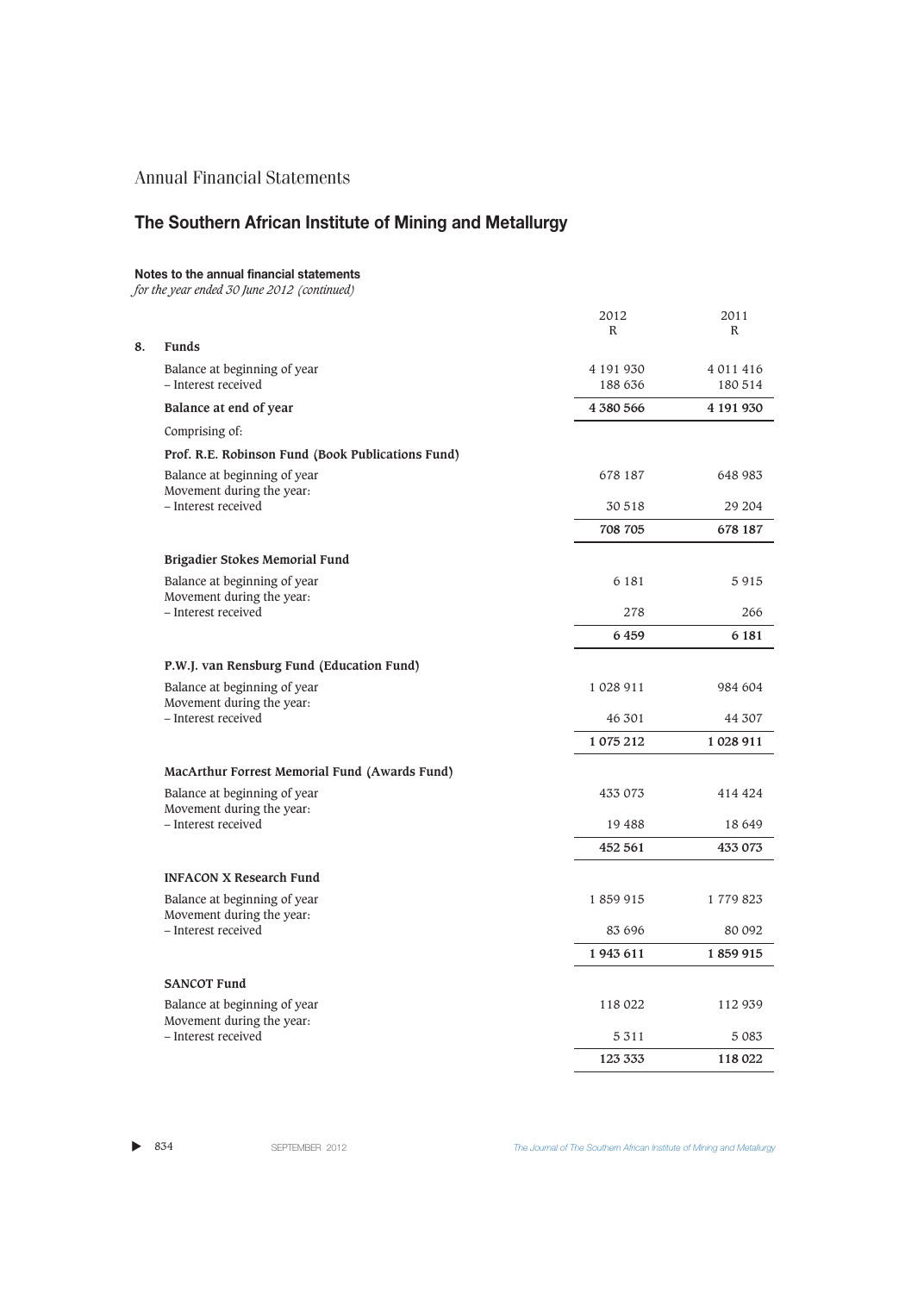# Annual Financial Statements

## The Southern African Institute of Mining and Metallurgy

### Notes to the annual financial statements

*for the year ended 30 June 2012 (continued)*

| | 2012 R | 2011 R |
|---|---|---|
| **8. Funds** | | |
| Balance at beginning of year | 4 191 930 | 4 011 416 |
| – Interest received | 188 636 | 180 514 |
| **Balance at end of year** | **4 380 566** | **4 191 930** |
| Comprising of: | | |
| **Prof. R.E. Robinson Fund (Book Publications Fund)** | | |
| Balance at beginning of year | 678 187 | 648 983 |
| Movement during the year: | | |
| – Interest received | 30 518 | 29 204 |
| | **708 705** | **678 187** |
| **Brigadier Stokes Memorial Fund** | | |
| Balance at beginning of year | 6 181 | 5 915 |
| Movement during the year: | | |
| – Interest received | 278 | 266 |
| | **6 459** | **6 181** |
| **P.W.J. van Rensburg Fund (Education Fund)** | | |
| Balance at beginning of year | 1 028 911 | 984 604 |
| Movement during the year: | | |
| – Interest received | 46 301 | 44 307 |
| | **1 075 212** | **1 028 911** |
| **MacArthur Forrest Memorial Fund (Awards Fund)** | | |
| Balance at beginning of year | 433 073 | 414 424 |
| Movement during the year: | | |
| – Interest received | 19 488 | 18 649 |
| | **452 561** | **433 073** |
| **INFACON X Research Fund** | | |
| Balance at beginning of year | 1 859 915 | 1 779 823 |
| Movement during the year: | | |
| – Interest received | 83 696 | 80 092 |
| | **1 943 611** | **1 859 915** |
| **SANCOT Fund** | | |
| Balance at beginning of year | 118 022 | 112 939 |
| Movement during the year: | | |
| – Interest received | 5 311 | 5 083 |
| | **123 333** | **118 022** |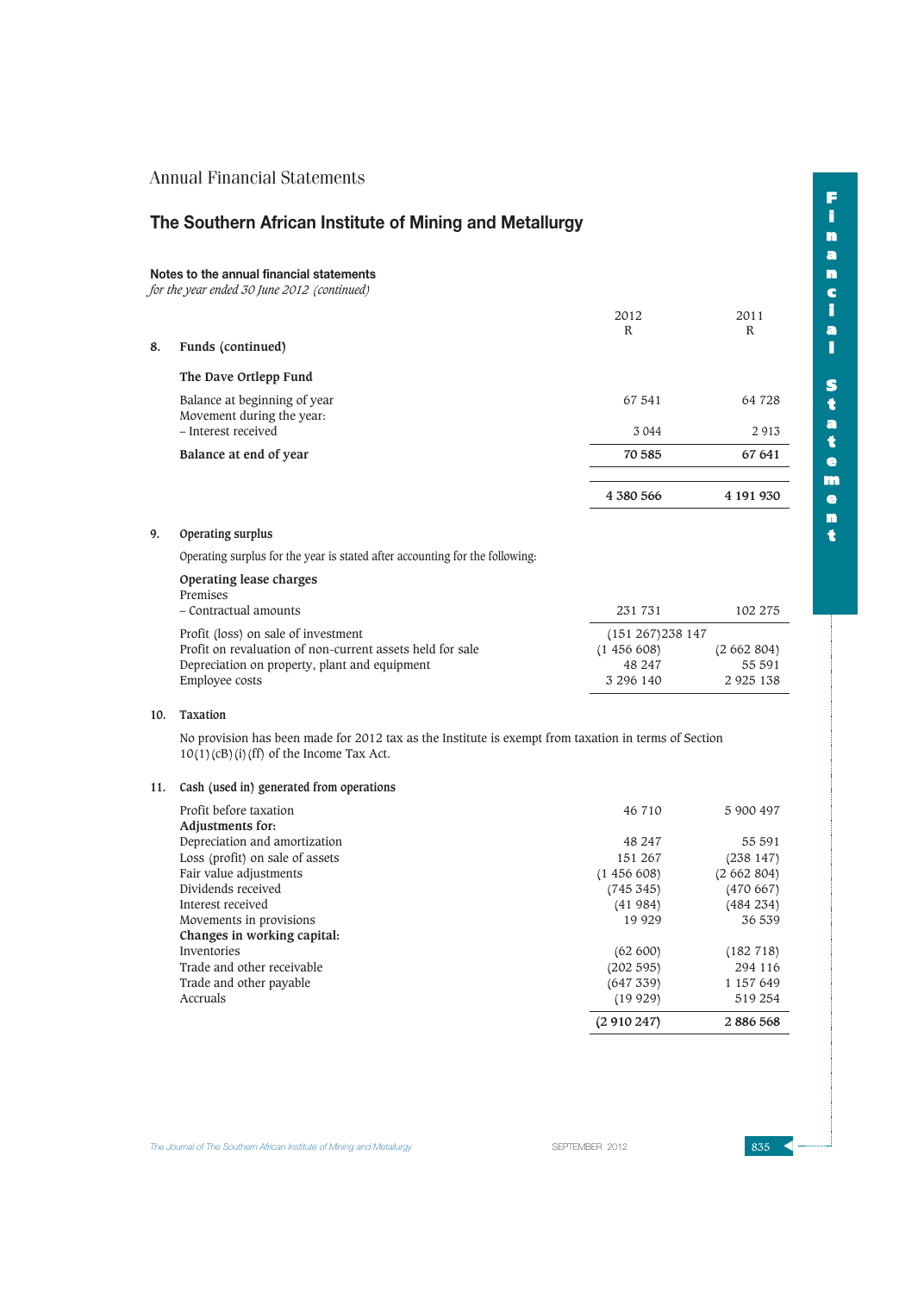Annual Financial Statements

## The Southern African Institute of Mining and Metallurgy

### Notes to the annual financial statements

*for the year ended 30 June 2012 (continued)*

| | | 2012<br>R | 2011<br>R |
|---|---|---|---|
| **8.** | **Funds (continued)** | | |
| | **The Dave Ortlepp Fund** | | |
| | Balance at beginning of year | 67 541 | 64 728 |
| | Movement during the year: | | |
| | – Interest received | 3 044 | 2 913 |
| | **Balance at end of year** | **70 585** | **67 641** |
| | | **4 380 566** | **4 191 930** |

**9. Operating surplus**

Operating surplus for the year is stated after accounting for the following:

| | 2012<br>R | 2011<br>R |
|---|---|---|
| **Operating lease charges** | | |
| Premises | | |
| – Contractual amounts | 231 731 | 102 275 |
| Profit (loss) on sale of investment | (151 267)238 147 | |
| Profit on revaluation of non-current assets held for sale | (1 456 608) | (2 662 804) |
| Depreciation on property, plant and equipment | 48 247 | 55 591 |
| Employee costs | 3 296 140 | 2 925 138 |

**10. Taxation**

No provision has been made for 2012 tax as the Institute is exempt from taxation in terms of Section 10(1)(cB)(i)(ff) of the Income Tax Act.

**11. Cash (used in) generated from operations**

| | 2012<br>R | 2011<br>R |
|---|---|---|
| Profit before taxation | 46 710 | 5 900 497 |
| **Adjustments for:** | | |
| Depreciation and amortization | 48 247 | 55 591 |
| Loss (profit) on sale of assets | 151 267 | (238 147) |
| Fair value adjustments | (1 456 608) | (2 662 804) |
| Dividends received | (745 345) | (470 667) |
| Interest received | (41 984) | (484 234) |
| Movements in provisions | 19 929 | 36 539 |
| **Changes in working capital:** | | |
| Inventories | (62 600) | (182 718) |
| Trade and other receivable | (202 595) | 294 116 |
| Trade and other payable | (647 339) | 1 157 649 |
| Accruals | (19 929) | 519 254 |
| | **(2 910 247)** | **2 886 568** |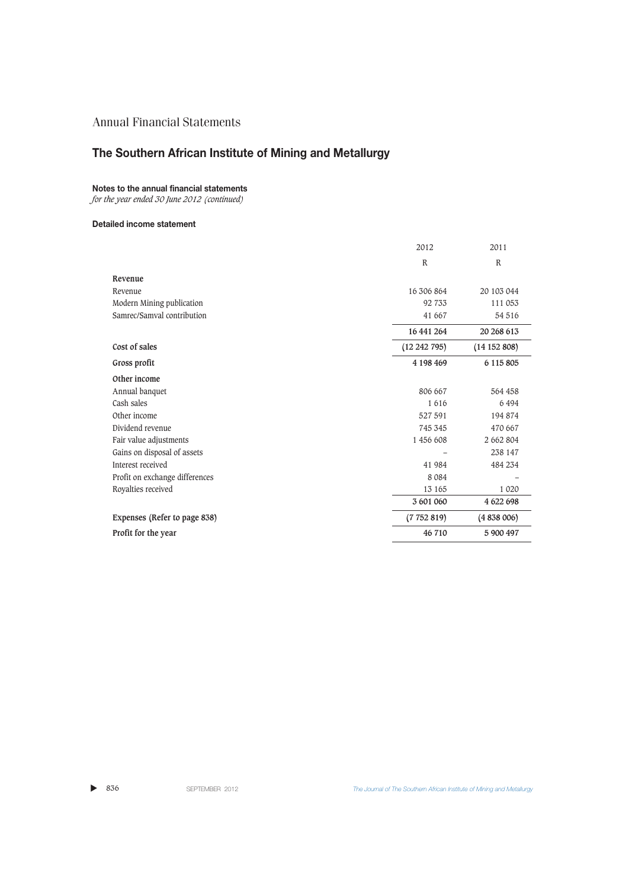# Annual Financial Statements

## The Southern African Institute of Mining and Metallurgy

### Notes to the annual financial statements

*for the year ended 30 June 2012 (continued)*

### Detailed income statement

| | 2012 | 2011 |
|---|---|---|
| | R | R |
| **Revenue** | | |
| Revenue | 16 306 864 | 20 103 044 |
| Modern Mining publication | 92 733 | 111 053 |
| Samrec/Samval contribution | 41 667 | 54 516 |
| | **16 441 264** | **20 268 613** |
| **Cost of sales** | (12 242 795) | (14 152 808) |
| **Gross profit** | **4 198 469** | **6 115 805** |
| **Other income** | | |
| Annual banquet | 806 667 | 564 458 |
| Cash sales | 1 616 | 6 494 |
| Other income | 527 591 | 194 874 |
| Dividend revenue | 745 345 | 470 667 |
| Fair value adjustments | 1 456 608 | 2 662 804 |
| Gains on disposal of assets | – | 238 147 |
| Interest received | 41 984 | 484 234 |
| Profit on exchange differences | 8 084 | – |
| Royalties received | 13 165 | 1 020 |
| | **3 601 060** | **4 622 698** |
| **Expenses (Refer to page 838)** | (7 752 819) | (4 838 006) |
| **Profit for the year** | **46 710** | **5 900 497** |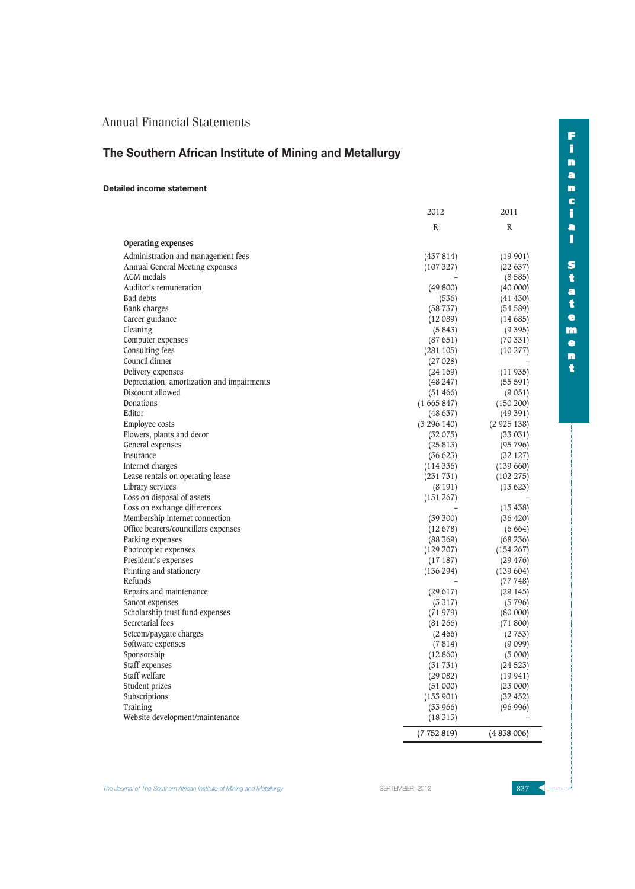Annual Financial Statements

# The Southern African Institute of Mining and Metallurgy

### Detailed income statement

| | 2012 | 2011 |
|---|---|---|
| | R | R |
| **Operating expenses** | | |
| Administration and management fees | (437 814) | (19 901) |
| Annual General Meeting expenses | (107 327) | (22 637) |
| AGM medals | – | (8 585) |
| Auditor's remuneration | (49 800) | (40 000) |
| Bad debts | (536) | (41 430) |
| Bank charges | (58 737) | (54 589) |
| Career guidance | (12 089) | (14 685) |
| Cleaning | (5 843) | (9 395) |
| Computer expenses | (87 651) | (70 331) |
| Consulting fees | (281 105) | (10 277) |
| Council dinner | (27 028) | – |
| Delivery expenses | (24 169) | (11 935) |
| Depreciation, amortization and impairments | (48 247) | (55 591) |
| Discount allowed | (51 466) | (9 051) |
| Donations | (1 665 847) | (150 200) |
| Editor | (48 637) | (49 391) |
| Employee costs | (3 296 140) | (2 925 138) |
| Flowers, plants and decor | (32 075) | (33 031) |
| General expenses | (25 813) | (95 796) |
| Insurance | (36 623) | (32 127) |
| Internet charges | (114 336) | (139 660) |
| Lease rentals on operating lease | (231 731) | (102 275) |
| Library services | (8 191) | (13 623) |
| Loss on disposal of assets | (151 267) | – |
| Loss on exchange differences | – | (15 438) |
| Membership internet connection | (39 300) | (36 420) |
| Office bearers/councillors expenses | (12 678) | (6 664) |
| Parking expenses | (88 369) | (68 236) |
| Photocopier expenses | (129 207) | (154 267) |
| President's expenses | (17 187) | (29 476) |
| Printing and stationery | (136 294) | (139 604) |
| Refunds | – | (77 748) |
| Repairs and maintenance | (29 617) | (29 145) |
| Sancot expenses | (3 317) | (5 796) |
| Scholarship trust fund expenses | (71 979) | (80 000) |
| Secretarial fees | (81 266) | (71 800) |
| Setcom/paygate charges | (2 466) | (2 753) |
| Software expenses | (7 814) | (9 099) |
| Sponsorship | (12 860) | (5 000) |
| Staff expenses | (31 731) | (24 523) |
| Staff welfare | (29 082) | (19 941) |
| Student prizes | (51 000) | (23 000) |
| Subscriptions | (153 901) | (32 452) |
| Training | (33 966) | (96 996) |
| Website development/maintenance | (18 313) | – |
| | (7 752 819) | (4 838 006) |